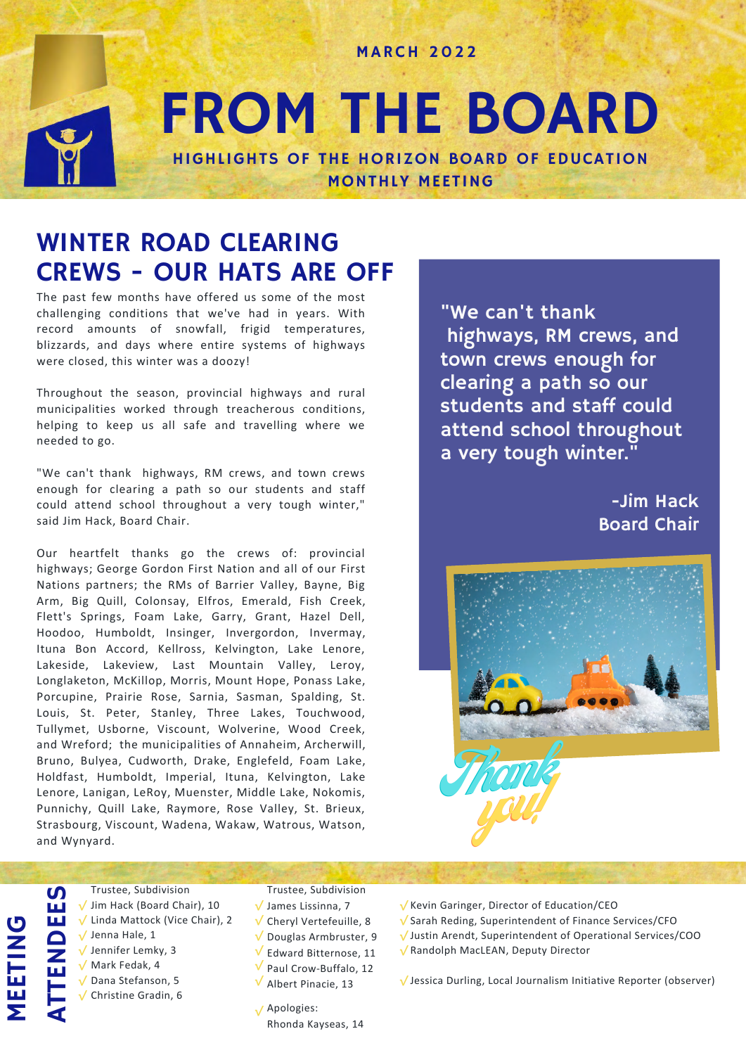MARCH 2022

# FROM THE BOARD

**HIGHLIGHTS OF THE HORIZON BOARD OF EDUCATION MONTHLY MEETING**

## WINTER ROAD CLEARING CREWS - OUR HATS ARE OFF

The past few months have offered us some of the most challenging conditions that we've had in years. With record amounts of snowfall, frigid temperatures, blizzards, and days where entire systems of highways were closed, this winter was a doozy!

Throughout the season, provincial highways and rural municipalities worked through treacherous conditions, helping to keep us all safe and travelling where we needed to go.

"We can't thank highways, RM crews, and town crews enough for clearing a path so our students and staff could attend school throughout a very tough winter," said Jim Hack, Board Chair.

Our heartfelt thanks go the crews of: provincial highways; George Gordon First Nation and all of our First Nations partners; the RMs of Barrier Valley, Bayne, Big Arm, Big Quill, Colonsay, Elfros, Emerald, Fish Creek, Flett's Springs, Foam Lake, Garry, Grant, Hazel Dell, Hoodoo, Humboldt, Insinger, Invergordon, Invermay, Ituna Bon Accord, Kellross, Kelvington, Lake Lenore, Lakeside, Lakeview, Last Mountain Valley, Leroy, Longlaketon, McKillop, Morris, Mount Hope, Ponass Lake, Porcupine, Prairie Rose, Sarnia, Sasman, Spalding, St. Louis, St. Peter, Stanley, Three Lakes, Touchwood, Tullymet, Usborne, Viscount, Wolverine, Wood Creek, and Wreford; the municipalities of Annaheim, Archerwill, Bruno, Bulyea, Cudworth, Drake, Englefeld, Foam Lake, Holdfast, Humboldt, Imperial, Ituna, Kelvington, Lake Lenore, Lanigan, LeRoy, Muenster, Middle Lake, Nokomis, Punnichy, Quill Lake, Raymore, Rose Valley, St. Brieux, Strasbourg, Viscount, Wadena, Wakaw, Watrous, Watson, and Wynyard.

> "We can't thank highways, RM crews, and town crews enough for clearing a path so our students and staff could attend school throughout a very tough winter."
>
> -Jim Hack, Board Chair

Thank you!

## MEETING ATTENDEES

Trustee, Subdivision
- Jim Hack (Board Chair), 10
- Linda Mattock (Vice Chair), 2
- Jenna Hale, 1
- Jennifer Lemky, 3
- Mark Fedak, 4
- Dana Stefanson, 5
- Christine Gradin, 6

Trustee, Subdivision
- James Lissinna, 7
- Cheryl Vertefeuille, 8
- Douglas Armbruster, 9
- Edward Bitternose, 11
- Paul Crow-Buffalo, 12
- Albert Pinacie, 13

- Apologies: Rhonda Kayseas, 14

- Kevin Garinger, Director of Education/CEO
- Sarah Reding, Superintendent of Finance Services/CFO
- Justin Arendt, Superintendent of Operational Services/COO
- Randolph MacLEAN, Deputy Director

- Jessica Durling, Local Journalism Initiative Reporter (observer)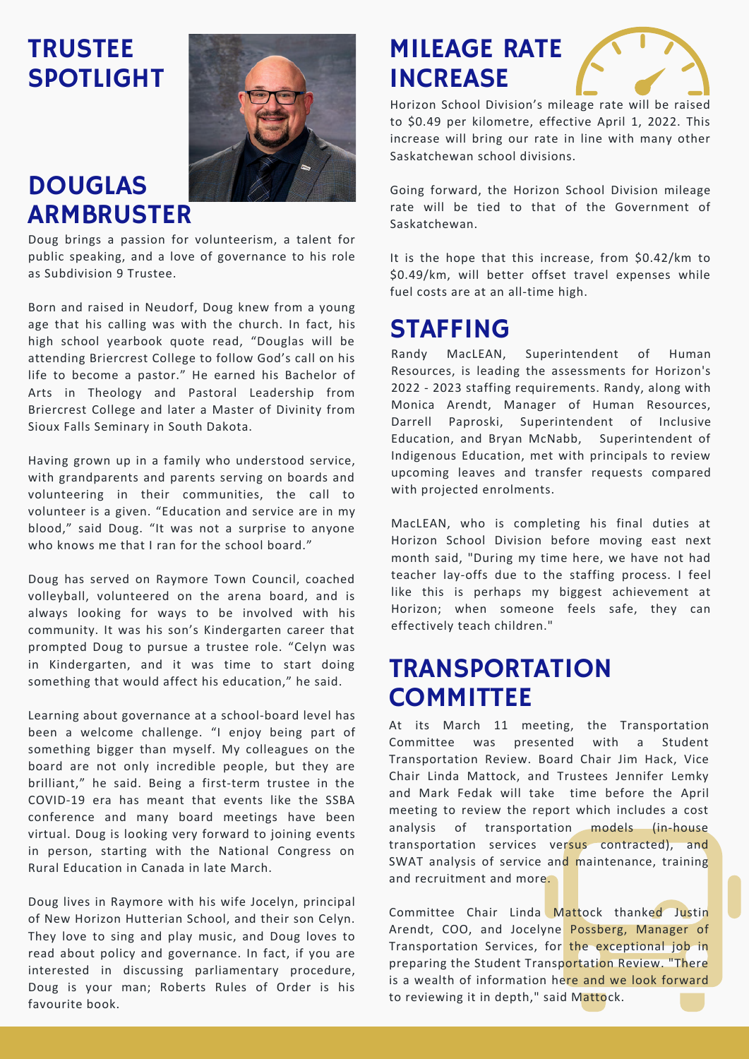# TRUSTEE SPOTLIGHT

## DOUGLAS ARMBRUSTER

Doug brings a passion for volunteerism, a talent for public speaking, and a love of governance to his role as Subdivision 9 Trustee.

Born and raised in Neudorf, Doug knew from a young age that his calling was with the church. In fact, his high school yearbook quote read, "Douglas will be attending Briercrest College to follow God's call on his life to become a pastor." He earned his Bachelor of Arts in Theology and Pastoral Leadership from Briercrest College and later a Master of Divinity from Sioux Falls Seminary in South Dakota.

Having grown up in a family who understood service, with grandparents and parents serving on boards and volunteering in their communities, the call to volunteer is a given. "Education and service are in my blood," said Doug. "It was not a surprise to anyone who knows me that I ran for the school board."

Doug has served on Raymore Town Council, coached volleyball, volunteered on the arena board, and is always looking for ways to be involved with his community. It was his son's Kindergarten career that prompted Doug to pursue a trustee role. "Celyn was in Kindergarten, and it was time to start doing something that would affect his education," he said.

Learning about governance at a school-board level has been a welcome challenge. "I enjoy being part of something bigger than myself. My colleagues on the board are not only incredible people, but they are brilliant," he said. Being a first-term trustee in the COVID-19 era has meant that events like the SSBA conference and many board meetings have been virtual. Doug is looking very forward to joining events in person, starting with the National Congress on Rural Education in Canada in late March.

Doug lives in Raymore with his wife Jocelyn, principal of New Horizon Hutterian School, and their son Celyn. They love to sing and play music, and Doug loves to read about policy and governance. In fact, if you are interested in discussing parliamentary procedure, Doug is your man; Roberts Rules of Order is his favourite book.

# MILEAGE RATE INCREASE

Horizon School Division's mileage rate will be raised to $0.49 per kilometre, effective April 1, 2022. This increase will bring our rate in line with many other Saskatchewan school divisions.

Going forward, the Horizon School Division mileage rate will be tied to that of the Government of Saskatchewan.

It is the hope that this increase, from $0.42/km to $0.49/km, will better offset travel expenses while fuel costs are at an all-time high.

# STAFFING

Randy MacLEAN, Superintendent of Human Resources, is leading the assessments for Horizon's 2022 - 2023 staffing requirements. Randy, along with Monica Arendt, Manager of Human Resources, Darrell Paproski, Superintendent of Inclusive Education, and Bryan McNabb, Superintendent of Indigenous Education, met with principals to review upcoming leaves and transfer requests compared with projected enrolments.

MacLEAN, who is completing his final duties at Horizon School Division before moving east next month said, "During my time here, we have not had teacher lay-offs due to the staffing process. I feel like this is perhaps my biggest achievement at Horizon; when someone feels safe, they can effectively teach children."

# TRANSPORTATION COMMITTEE

At its March 11 meeting, the Transportation Committee was presented with a Student Transportation Review. Board Chair Jim Hack, Vice Chair Linda Mattock, and Trustees Jennifer Lemky and Mark Fedak will take time before the April meeting to review the report which includes a cost analysis of transportation models (in-house transportation services versus contracted), and SWAT analysis of service and maintenance, training and recruitment and more.

Committee Chair Linda Mattock thanked Justin Arendt, COO, and Jocelyne Possberg, Manager of Transportation Services, for the exceptional job in preparing the Student Transportation Review. "There is a wealth of information here and we look forward to reviewing it in depth," said Mattock.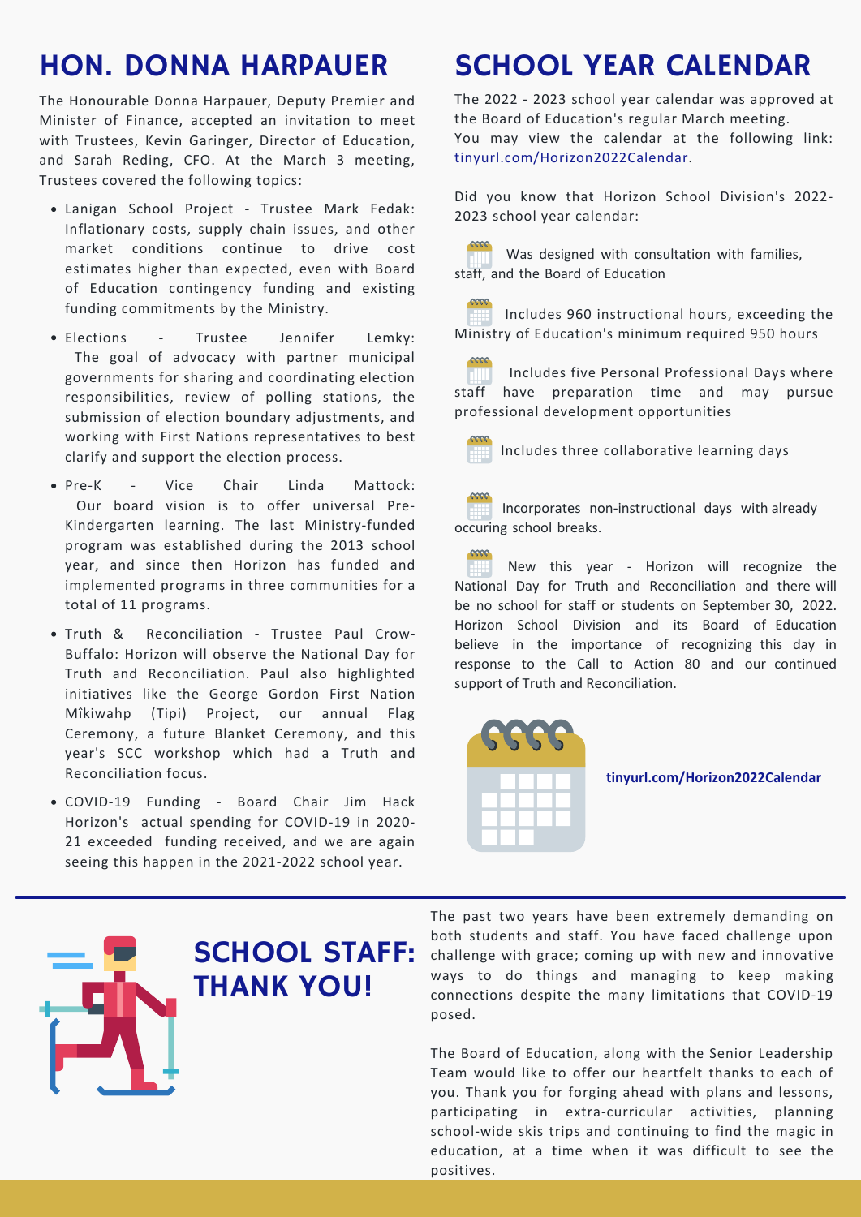## HON. DONNA HARPAUER

The Honourable Donna Harpauer, Deputy Premier and Minister of Finance, accepted an invitation to meet with Trustees, Kevin Garinger, Director of Education, and Sarah Reding, CFO. At the March 3 meeting, Trustees covered the following topics:

- Lanigan School Project - Trustee Mark Fedak: Inflationary costs, supply chain issues, and other market conditions continue to drive cost estimates higher than expected, even with Board of Education contingency funding and existing funding commitments by the Ministry.
- Elections - Trustee Jennifer Lemky: The goal of advocacy with partner municipal governments for sharing and coordinating election responsibilities, review of polling stations, the submission of election boundary adjustments, and working with First Nations representatives to best clarify and support the election process.
- Pre-K - Vice Chair Linda Mattock: Our board vision is to offer universal Pre-Kindergarten learning. The last Ministry-funded program was established during the 2013 school year, and since then Horizon has funded and implemented programs in three communities for a total of 11 programs.
- Truth & Reconciliation - Trustee Paul Crow-Buffalo: Horizon will observe the National Day for Truth and Reconciliation. Paul also highlighted initiatives like the George Gordon First Nation Mîkiwahp (Tipi) Project, our annual Flag Ceremony, a future Blanket Ceremony, and this year's SCC workshop which had a Truth and Reconciliation focus.
- COVID-19 Funding - Board Chair Jim Hack Horizon's actual spending for COVID-19 in 2020-21 exceeded funding received, and we are again seeing this happen in the 2021-2022 school year.

## SCHOOL YEAR CALENDAR

The 2022 - 2023 school year calendar was approved at the Board of Education's regular March meeting. You may view the calendar at the following link: tinyurl.com/Horizon2022Calendar.

Did you know that Horizon School Division's 2022-2023 school year calendar:

- Was designed with consultation with families, staff, and the Board of Education
- Includes 960 instructional hours, exceeding the Ministry of Education's minimum required 950 hours
- Includes five Personal Professional Days where staff have preparation time and may pursue professional development opportunities
- Includes three collaborative learning days
- Incorporates non-instructional days with already occuring school breaks.
- New this year - Horizon will recognize the National Day for Truth and Reconciliation and there will be no school for staff or students on September 30, 2022. Horizon School Division and its Board of Education believe in the importance of recognizing this day in response to the Call to Action 80 and our continued support of Truth and Reconciliation.

**tinyurl.com/Horizon2022Calendar**

## SCHOOL STAFF: THANK YOU!

The past two years have been extremely demanding on both students and staff. You have faced challenge upon challenge with grace; coming up with new and innovative ways to do things and managing to keep making connections despite the many limitations that COVID-19 posed.

The Board of Education, along with the Senior Leadership Team would like to offer our heartfelt thanks to each of you. Thank you for forging ahead with plans and lessons, participating in extra-curricular activities, planning school-wide skis trips and continuing to find the magic in education, at a time when it was difficult to see the positives.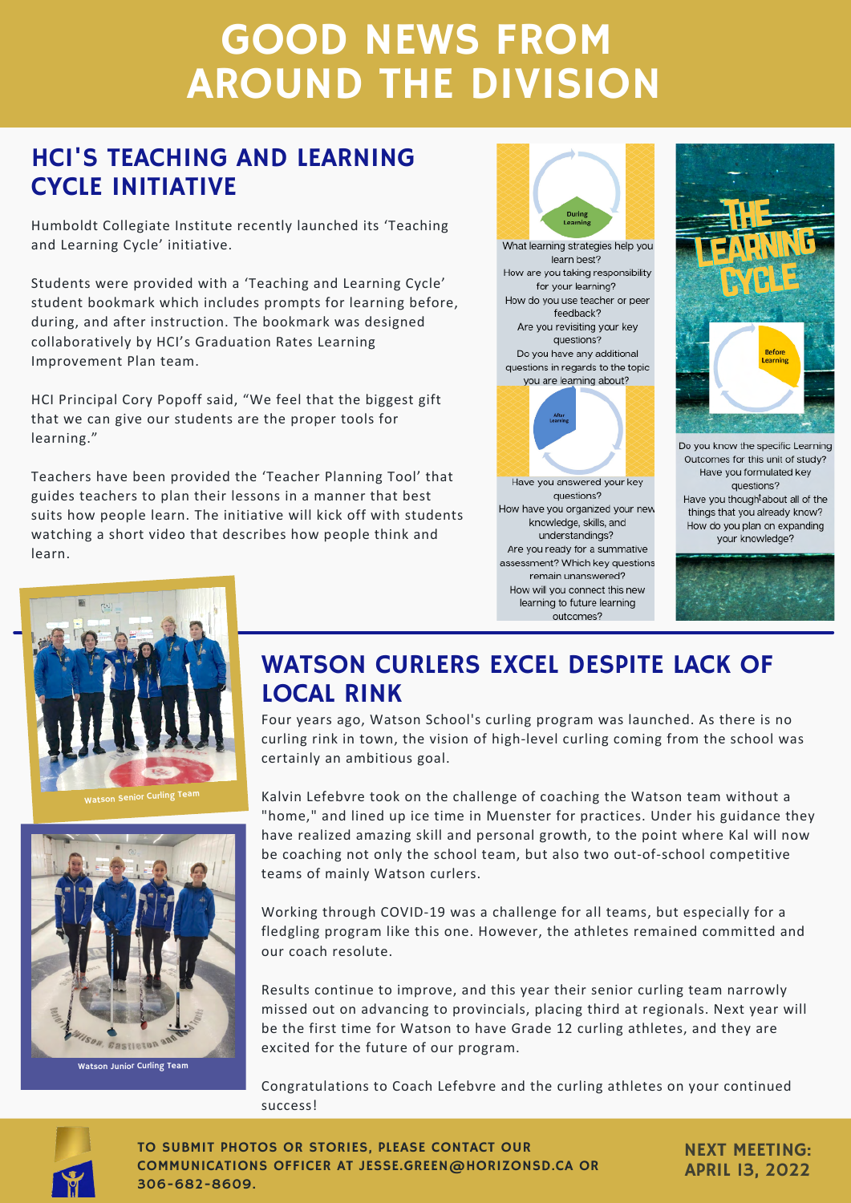# GOOD NEWS FROM AROUND THE DIVISION

## HCI'S TEACHING AND LEARNING CYCLE INITIATIVE

Humboldt Collegiate Institute recently launched its 'Teaching and Learning Cycle' initiative.

Students were provided with a 'Teaching and Learning Cycle' student bookmark which includes prompts for learning before, during, and after instruction. The bookmark was designed collaboratively by HCI's Graduation Rates Learning Improvement Plan team.

HCI Principal Cory Popoff said, "We feel that the biggest gift that we can give our students are the proper tools for learning."

Teachers have been provided the 'Teacher Planning Tool' that guides teachers to plan their lessons in a manner that best suits how people learn. The initiative will kick off with students watching a short video that describes how people think and learn.

THE LEARNING CYCLE

Before Learning

Do you know the specific Learning Outcomes for this unit of study?
Have you formulated key questions?
Have you thought about all of the things that you already know?
How do you plan on expanding your knowledge?

During Learning

What learning strategies help you learn best?
How are you taking responsibility for your learning?
How do you use teacher or peer feedback?
Are you revisiting your key questions?
Do you have any additional questions in regards to the topic you are learning about?

After Learning

Have you answered your key questions?
How have you organized your new knowledge, skills, and understandings?
Are you ready for a summative assessment? Which key questions remain unanswered?
How will you connect this new learning to future learning outcomes?

## WATSON CURLERS EXCEL DESPITE LACK OF LOCAL RINK

Four years ago, Watson School's curling program was launched. As there is no curling rink in town, the vision of high-level curling coming from the school was certainly an ambitious goal.

Kalvin Lefebvre took on the challenge of coaching the Watson team without a "home," and lined up ice time in Muenster for practices. Under his guidance they have realized amazing skill and personal growth, to the point where Kal will now be coaching not only the school team, but also two out-of-school competitive teams of mainly Watson curlers.

Working through COVID-19 was a challenge for all teams, but especially for a fledgling program like this one. However, the athletes remained committed and our coach resolute.

Results continue to improve, and this year their senior curling team narrowly missed out on advancing to provincials, placing third at regionals. Next year will be the first time for Watson to have Grade 12 curling athletes, and they are excited for the future of our program.

Congratulations to Coach Lefebvre and the curling athletes on your continued success!

Watson Senior Curling Team

Watson Junior Curling Team

**TO SUBMIT PHOTOS OR STORIES, PLEASE CONTACT OUR COMMUNICATIONS OFFICER AT JESSE.GREEN@HORIZONSD.CA OR 306-682-8609.**

**NEXT MEETING: APRIL 13, 2022**